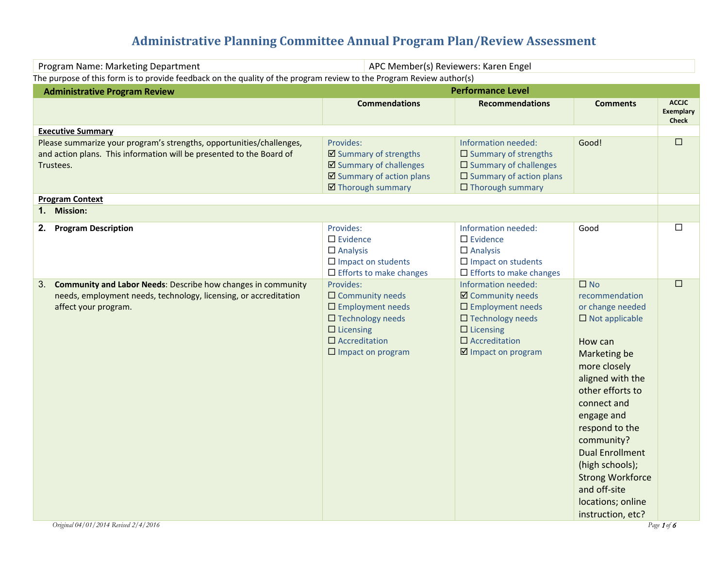# Administrative Planning Committee Annual Program Plan/Review Assessment

| Program Name: Marketing Department | APC Member(s) Reviewers: Karen Engel |
|---|---|

The purpose of this form is to provide feedback on the quality of the program review to the Program Review author(s)

| Administrative Program Review | Performance Level | | | |
|---|---|---|---|---|
| | **Commendations** | **Recommendations** | **Comments** | **ACCJC Exemplary Check** |
| **Executive Summary** | | | | |
| Please summarize your program's strengths, opportunities/challenges, and action plans. This information will be presented to the Board of Trustees. | Provides:<br>☑ Summary of strengths<br>☑ Summary of challenges<br>☑ Summary of action plans<br>☑ Thorough summary | Information needed:<br>☐ Summary of strengths<br>☐ Summary of challenges<br>☐ Summary of action plans<br>☐ Thorough summary | Good! | ☐ |
| **Program Context** | | | | |
| **1. Mission:** | | | | |
| **2. Program Description** | Provides:<br>☐ Evidence<br>☐ Analysis<br>☐ Impact on students<br>☐ Efforts to make changes | Information needed:<br>☐ Evidence<br>☐ Analysis<br>☐ Impact on students<br>☐ Efforts to make changes | Good | ☐ |
| 3. **Community and Labor Needs**: Describe how changes in community needs, employment needs, technology, licensing, or accreditation affect your program. | Provides:<br>☐ Community needs<br>☐ Employment needs<br>☐ Technology needs<br>☐ Licensing<br>☐ Accreditation<br>☐ Impact on program | Information needed:<br>☑ Community needs<br>☐ Employment needs<br>☐ Technology needs<br>☐ Licensing<br>☐ Accreditation<br>☑ Impact on program | ☐ No recommendation or change needed<br>☐ Not applicable<br><br>How can Marketing be more closely aligned with the other efforts to connect and engage and respond to the community? Dual Enrollment (high schools); Strong Workforce and off-site locations; online instruction, etc? | ☐ |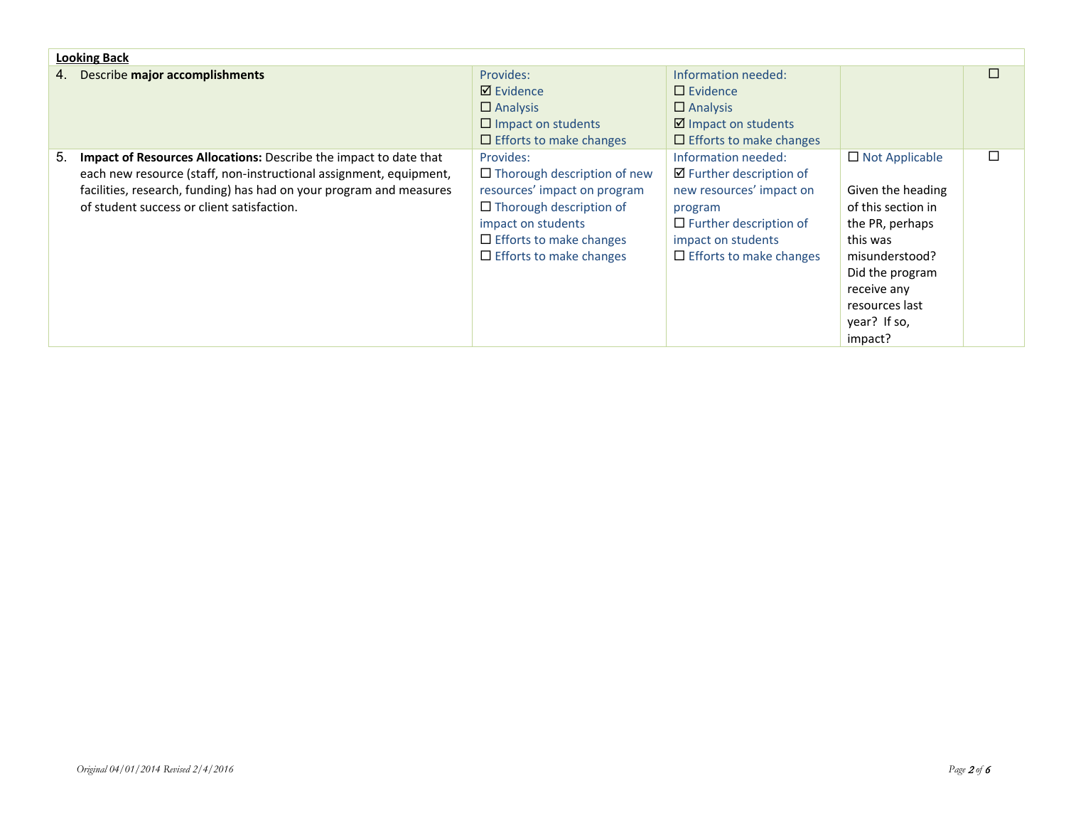| Looking Back | | | | |
|---|---|---|---|---|
| 4. Describe **major accomplishments** | Provides:<br>☑ Evidence<br>☐ Analysis<br>☐ Impact on students<br>☐ Efforts to make changes | Information needed:<br>☐ Evidence<br>☐ Analysis<br>☑ Impact on students<br>☐ Efforts to make changes | | ☐ |
| 5. **Impact of Resources Allocations:** Describe the impact to date that each new resource (staff, non-instructional assignment, equipment, facilities, research, funding) has had on your program and measures of student success or client satisfaction. | Provides:<br>☐ Thorough description of new resources' impact on program<br>☐ Thorough description of impact on students<br>☐ Efforts to make changes<br>☐ Efforts to make changes | Information needed:<br>☑ Further description of new resources' impact on program<br>☐ Further description of impact on students<br>☐ Efforts to make changes | ☐ Not Applicable<br><br>Given the heading of this section in the PR, perhaps this was misunderstood? Did the program receive any resources last year? If so, impact? | ☐ |

*Original 04/01/2014 Revised 2/4/2016*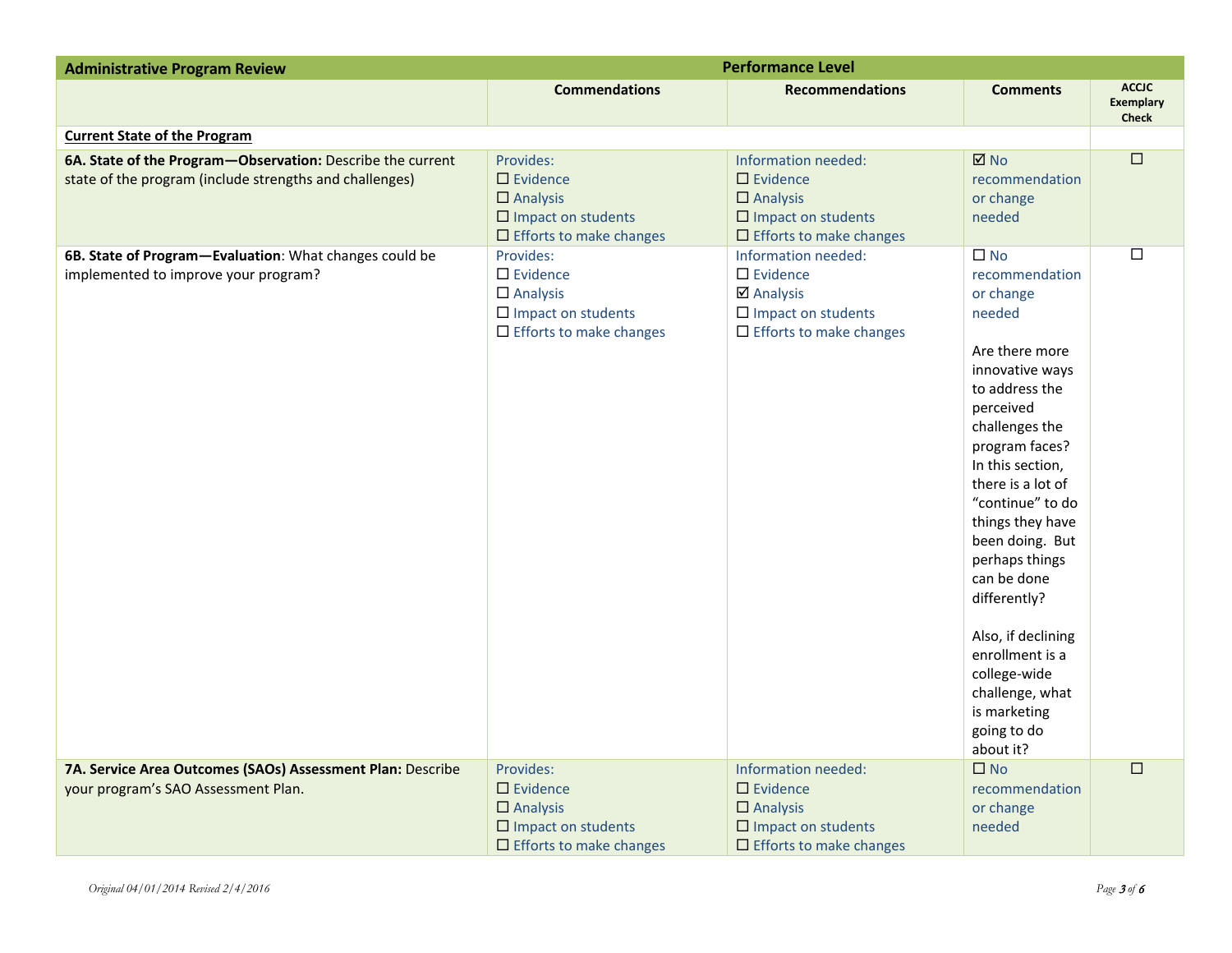| Administrative Program Review | Performance Level | | | |
|---|---|---|---|---|
| | **Commendations** | **Recommendations** | **Comments** | **ACCJC Exemplary Check** |
| **Current State of the Program** | | | | |
| **6A. State of the Program—Observation:** Describe the current state of the program (include strengths and challenges) | Provides:<br>☐ Evidence<br>☐ Analysis<br>☐ Impact on students<br>☐ Efforts to make changes | Information needed:<br>☐ Evidence<br>☐ Analysis<br>☐ Impact on students<br>☐ Efforts to make changes | ☑ No recommendation or change needed | ☐ |
| **6B. State of Program—Evaluation**: What changes could be implemented to improve your program? | Provides:<br>☐ Evidence<br>☐ Analysis<br>☐ Impact on students<br>☐ Efforts to make changes | Information needed:<br>☐ Evidence<br>☑ Analysis<br>☐ Impact on students<br>☐ Efforts to make changes | ☐ No recommendation or change needed<br><br>Are there more innovative ways to address the perceived challenges the program faces? In this section, there is a lot of "continue" to do things they have been doing. But perhaps things can be done differently?<br><br>Also, if declining enrollment is a college-wide challenge, what is marketing going to do about it? | ☐ |
| **7A. Service Area Outcomes (SAOs) Assessment Plan:** Describe your program's SAO Assessment Plan. | Provides:<br>☐ Evidence<br>☐ Analysis<br>☐ Impact on students<br>☐ Efforts to make changes | Information needed:<br>☐ Evidence<br>☐ Analysis<br>☐ Impact on students<br>☐ Efforts to make changes | ☐ No recommendation or change needed | ☐ |

*Original 04/01/2014 Revised 2/4/2016*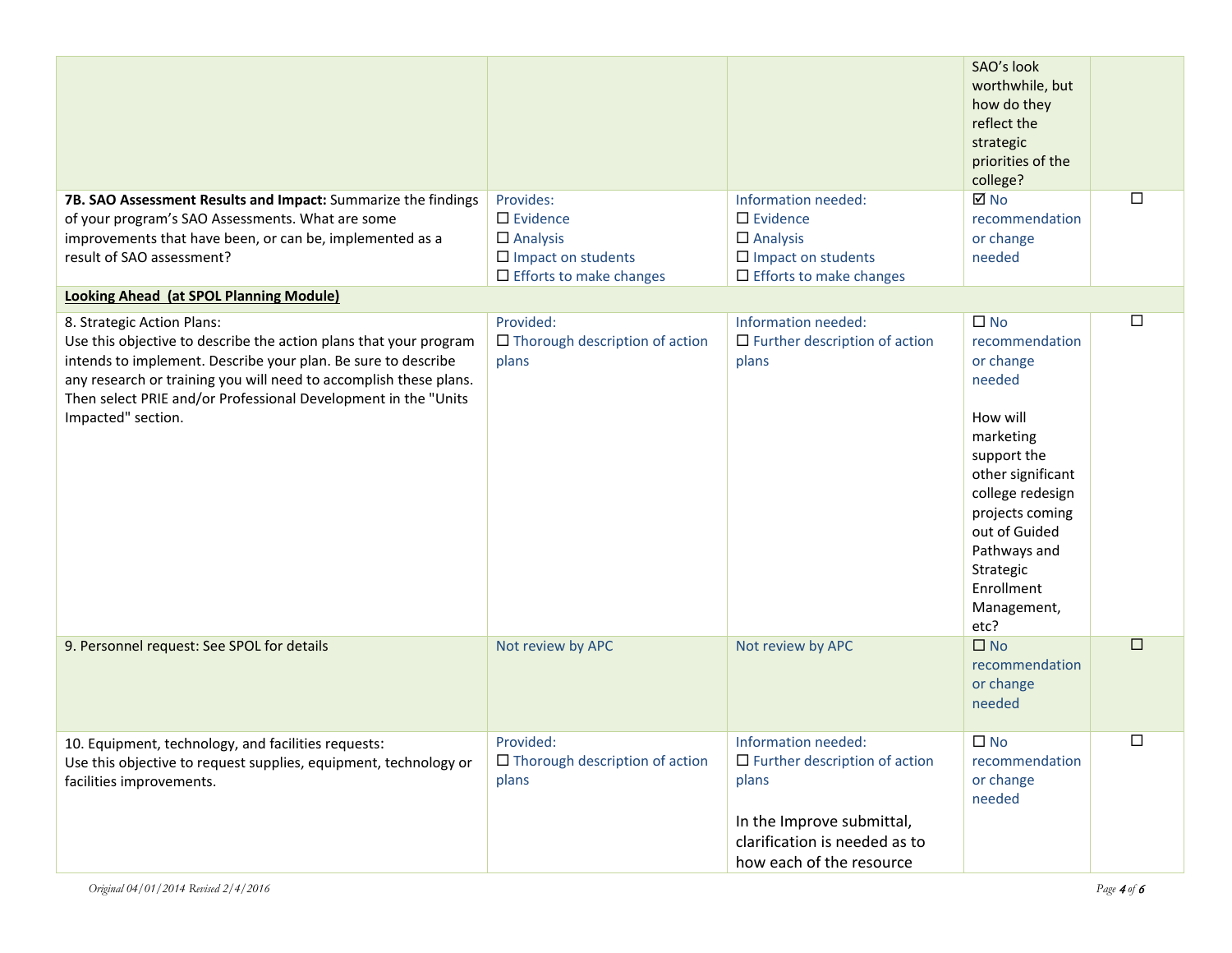| | | | | |
|---|---|---|---|---|
| | | | SAO's look worthwhile, but how do they reflect the strategic priorities of the college? | |
| **7B. SAO Assessment Results and Impact:** Summarize the findings of your program's SAO Assessments. What are some improvements that have been, or can be, implemented as a result of SAO assessment? | Provides:<br>☐ Evidence<br>☐ Analysis<br>☐ Impact on students<br>☐ Efforts to make changes | Information needed:<br>☐ Evidence<br>☐ Analysis<br>☐ Impact on students<br>☐ Efforts to make changes | ☑ No recommendation or change needed | ☐ |
| **Looking Ahead (at SPOL Planning Module)** | | | | |
| 8. Strategic Action Plans:<br>Use this objective to describe the action plans that your program intends to implement. Describe your plan. Be sure to describe any research or training you will need to accomplish these plans. Then select PRIE and/or Professional Development in the "Units Impacted" section. | Provided:<br>☐ Thorough description of action plans | Information needed:<br>☐ Further description of action plans | ☐ No recommendation or change needed<br><br>How will marketing support the other significant college redesign projects coming out of Guided Pathways and Strategic Enrollment Management, etc? | ☐ |
| 9. Personnel request: See SPOL for details | Not review by APC | Not review by APC | ☐ No recommendation or change needed | ☐ |
| 10. Equipment, technology, and facilities requests:<br>Use this objective to request supplies, equipment, technology or facilities improvements. | Provided:<br>☐ Thorough description of action plans | Information needed:<br>☐ Further description of action plans<br><br>In the Improve submittal, clarification is needed as to how each of the resource | ☐ No recommendation or change needed | ☐ |

*Original 04/01/2014 Revised 2/4/2016*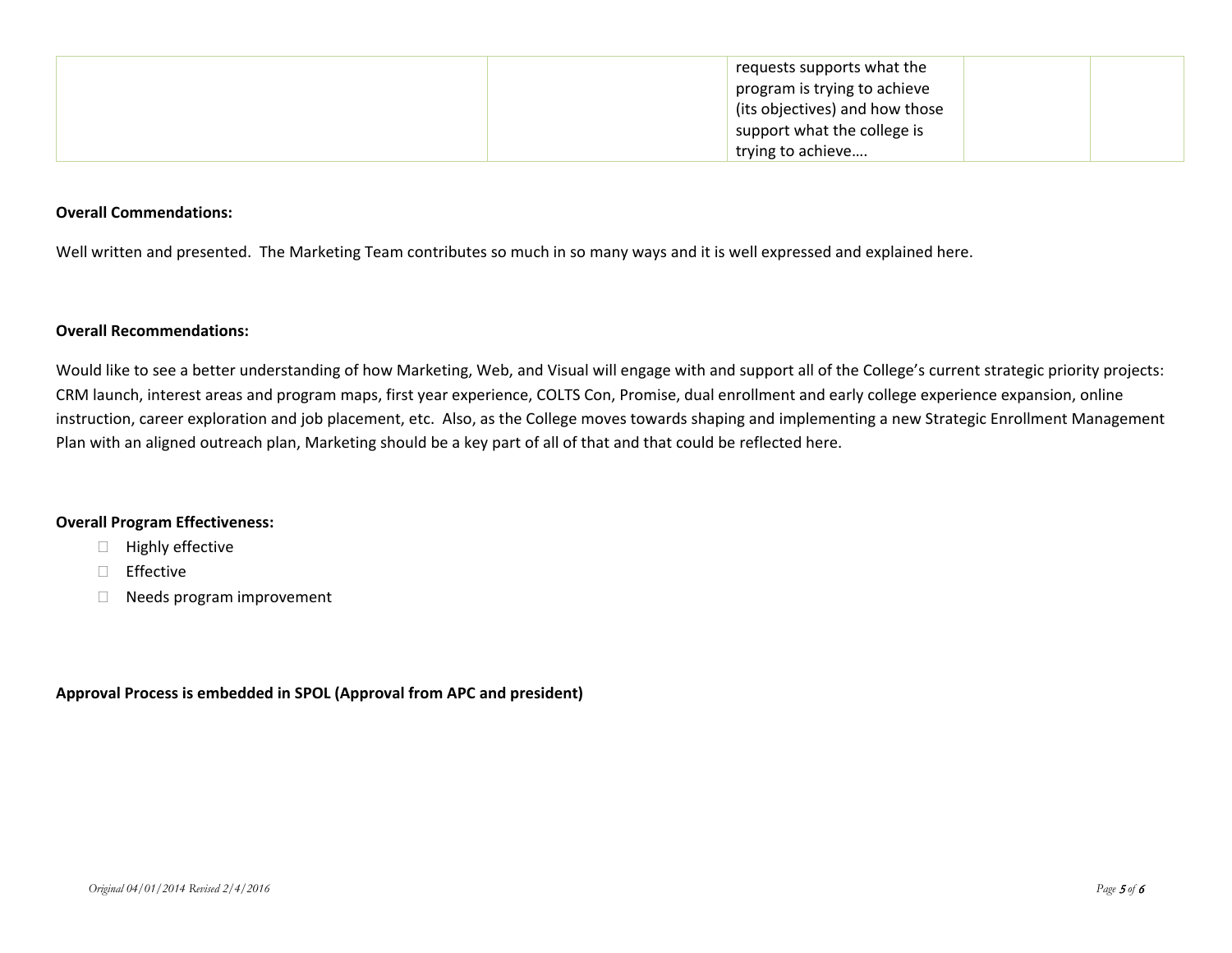| | | | | |
|---|---|---|---|---|
| | | requests supports what the program is trying to achieve (its objectives) and how those support what the college is trying to achieve…. | | |

**Overall Commendations:**

Well written and presented. The Marketing Team contributes so much in so many ways and it is well expressed and explained here.

**Overall Recommendations:**

Would like to see a better understanding of how Marketing, Web, and Visual will engage with and support all of the College's current strategic priority projects: CRM launch, interest areas and program maps, first year experience, COLTS Con, Promise, dual enrollment and early college experience expansion, online instruction, career exploration and job placement, etc. Also, as the College moves towards shaping and implementing a new Strategic Enrollment Management Plan with an aligned outreach plan, Marketing should be a key part of all of that and that could be reflected here.

**Overall Program Effectiveness:**

- ☐ Highly effective
- ☐ Effective
- ☐ Needs program improvement

**Approval Process is embedded in SPOL (Approval from APC and president)**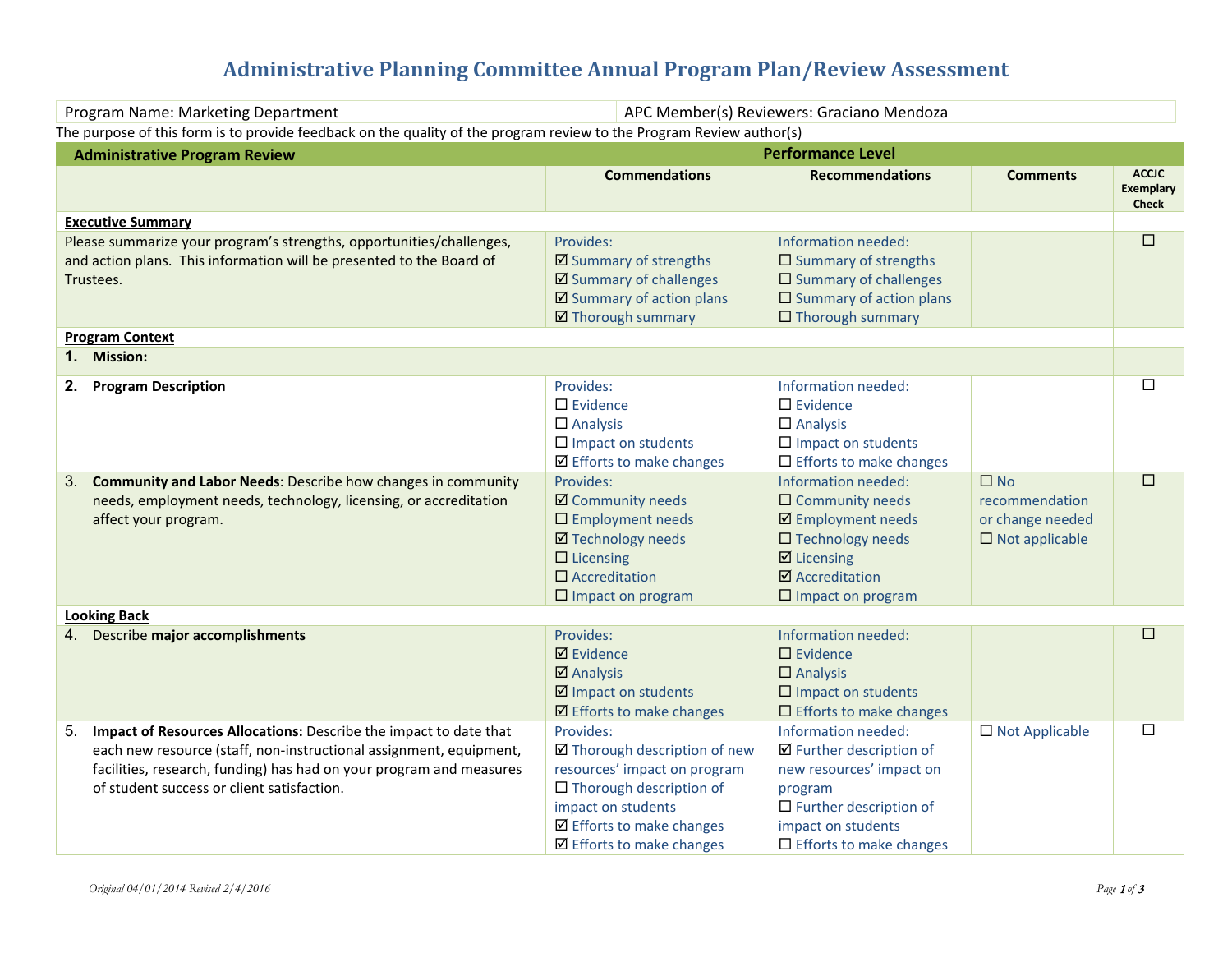# Administrative Planning Committee Annual Program Plan/Review Assessment

| Program Name: Marketing Department | APC Member(s) Reviewers: Graciano Mendoza |
|---|---|

The purpose of this form is to provide feedback on the quality of the program review to the Program Review author(s)

| Administrative Program Review | Performance Level | | | |
|---|---|---|---|---|
| | Commendations | Recommendations | Comments | ACCJC Exemplary Check |
| **Executive Summary** | | | | |
| Please summarize your program's strengths, opportunities/challenges, and action plans. This information will be presented to the Board of Trustees. | Provides:<br>☑ Summary of strengths<br>☑ Summary of challenges<br>☑ Summary of action plans<br>☑ Thorough summary | Information needed:<br>☐ Summary of strengths<br>☐ Summary of challenges<br>☐ Summary of action plans<br>☐ Thorough summary | | ☐ |
| **Program Context** | | | | |
| **1. Mission:** | | | | |
| **2. Program Description** | Provides:<br>☐ Evidence<br>☐ Analysis<br>☐ Impact on students<br>☑ Efforts to make changes | Information needed:<br>☐ Evidence<br>☐ Analysis<br>☐ Impact on students<br>☐ Efforts to make changes | | ☐ |
| 3. **Community and Labor Needs**: Describe how changes in community needs, employment needs, technology, licensing, or accreditation affect your program. | Provides:<br>☑ Community needs<br>☐ Employment needs<br>☑ Technology needs<br>☐ Licensing<br>☐ Accreditation<br>☐ Impact on program | Information needed:<br>☐ Community needs<br>☑ Employment needs<br>☐ Technology needs<br>☑ Licensing<br>☑ Accreditation<br>☐ Impact on program | ☐ No recommendation or change needed<br>☐ Not applicable | ☐ |
| **Looking Back** | | | | |
| 4. Describe **major accomplishments** | Provides:<br>☑ Evidence<br>☑ Analysis<br>☑ Impact on students<br>☑ Efforts to make changes | Information needed:<br>☐ Evidence<br>☐ Analysis<br>☐ Impact on students<br>☐ Efforts to make changes | | ☐ |
| 5. **Impact of Resources Allocations:** Describe the impact to date that each new resource (staff, non-instructional assignment, equipment, facilities, research, funding) has had on your program and measures of student success or client satisfaction. | Provides:<br>☑ Thorough description of new resources' impact on program<br>☐ Thorough description of impact on students<br>☑ Efforts to make changes<br>☑ Efforts to make changes | Information needed:<br>☑ Further description of new resources' impact on program<br>☐ Further description of impact on students<br>☐ Efforts to make changes | ☐ Not Applicable | ☐ |

*Original 04/01/2014 Revised 2/4/2016*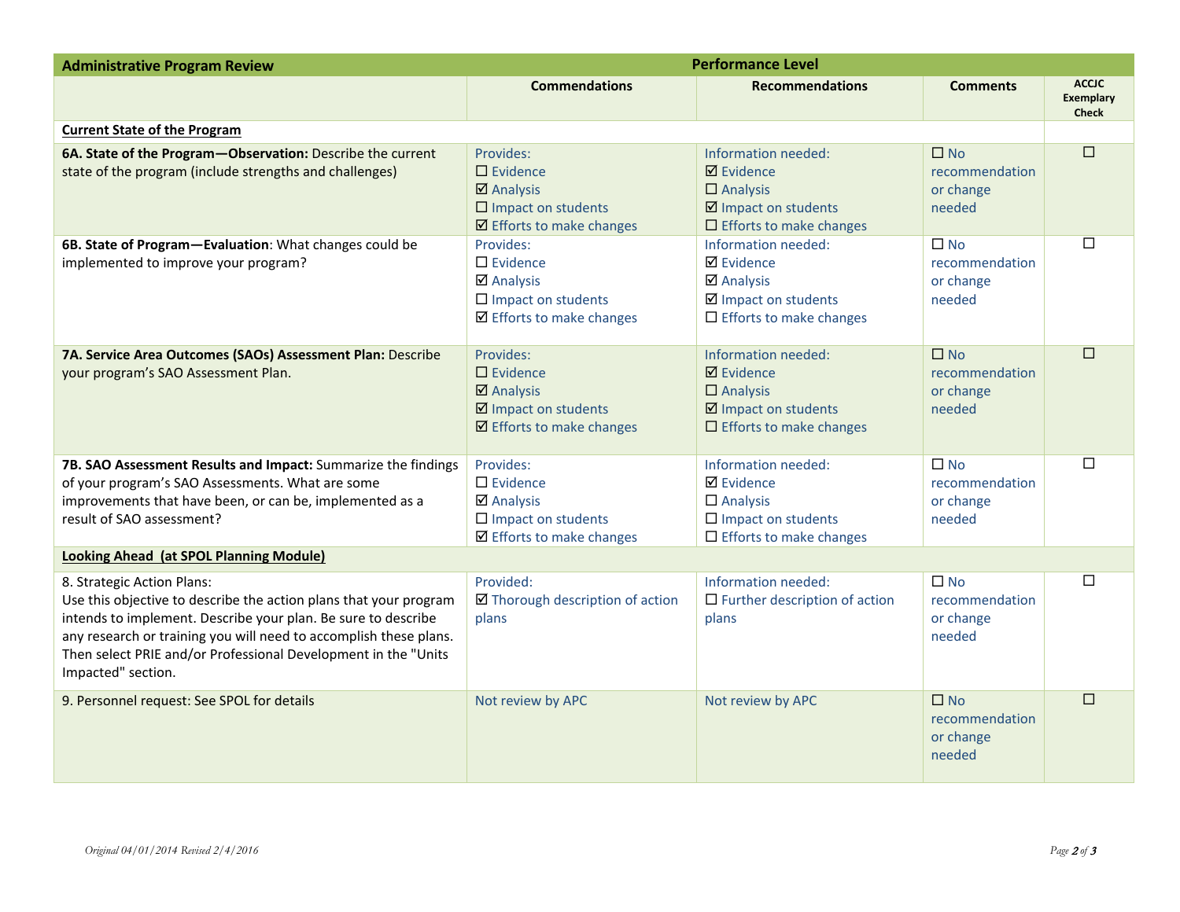| Administrative Program Review | Performance Level | | | |
|---|---|---|---|---|
| | **Commendations** | **Recommendations** | **Comments** | **ACCJC Exemplary Check** |
| **Current State of the Program** | | | | |
| **6A. State of the Program—Observation:** Describe the current state of the program (include strengths and challenges) | Provides:<br>☐ Evidence<br>☑ Analysis<br>☐ Impact on students<br>☑ Efforts to make changes | Information needed:<br>☑ Evidence<br>☐ Analysis<br>☑ Impact on students<br>☐ Efforts to make changes | ☐ No recommendation or change needed | ☐ |
| **6B. State of Program—Evaluation**: What changes could be implemented to improve your program? | Provides:<br>☐ Evidence<br>☑ Analysis<br>☐ Impact on students<br>☑ Efforts to make changes | Information needed:<br>☑ Evidence<br>☑ Analysis<br>☑ Impact on students<br>☐ Efforts to make changes | ☐ No recommendation or change needed | ☐ |
| **7A. Service Area Outcomes (SAOs) Assessment Plan:** Describe your program's SAO Assessment Plan. | Provides:<br>☐ Evidence<br>☑ Analysis<br>☑ Impact on students<br>☑ Efforts to make changes | Information needed:<br>☑ Evidence<br>☐ Analysis<br>☑ Impact on students<br>☐ Efforts to make changes | ☐ No recommendation or change needed | ☐ |
| **7B. SAO Assessment Results and Impact:** Summarize the findings of your program's SAO Assessments. What are some improvements that have been, or can be, implemented as a result of SAO assessment? | Provides:<br>☐ Evidence<br>☑ Analysis<br>☐ Impact on students<br>☑ Efforts to make changes | Information needed:<br>☑ Evidence<br>☐ Analysis<br>☐ Impact on students<br>☐ Efforts to make changes | ☐ No recommendation or change needed | ☐ |
| **Looking Ahead (at SPOL Planning Module)** | | | | |
| 8. Strategic Action Plans:<br>Use this objective to describe the action plans that your program intends to implement. Describe your plan. Be sure to describe any research or training you will need to accomplish these plans. Then select PRIE and/or Professional Development in the "Units Impacted" section. | Provided:<br>☑ Thorough description of action plans | Information needed:<br>☐ Further description of action plans | ☐ No recommendation or change needed | ☐ |
| 9. Personnel request: See SPOL for details | Not review by APC | Not review by APC | ☐ No recommendation or change needed | ☐ |

*Original 04/01/2014 Revised 2/4/2016*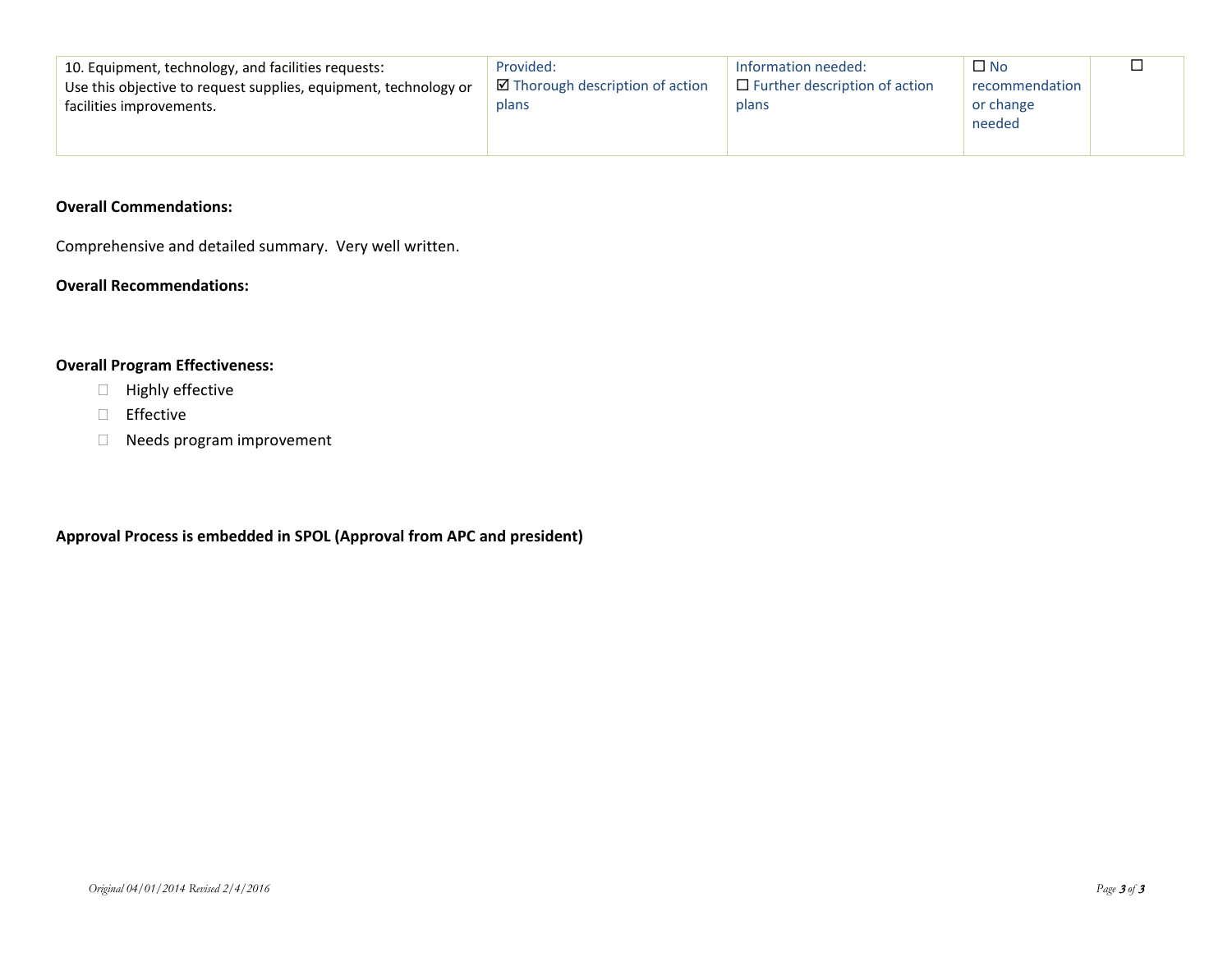| | | | | |
|---|---|---|---|---|
| 10. Equipment, technology, and facilities requests:<br>Use this objective to request supplies, equipment, technology or facilities improvements. | Provided:<br>☑ Thorough description of action plans | Information needed:<br>☐ Further description of action plans | ☐ No recommendation or change needed | ☐ |

**Overall Commendations:**

Comprehensive and detailed summary. Very well written.

**Overall Recommendations:**

**Overall Program Effectiveness:**

- ☐ Highly effective
- ☐ Effective
- ☐ Needs program improvement

**Approval Process is embedded in SPOL (Approval from APC and president)**

*Original 04/01/2014 Revised 2/4/2016*